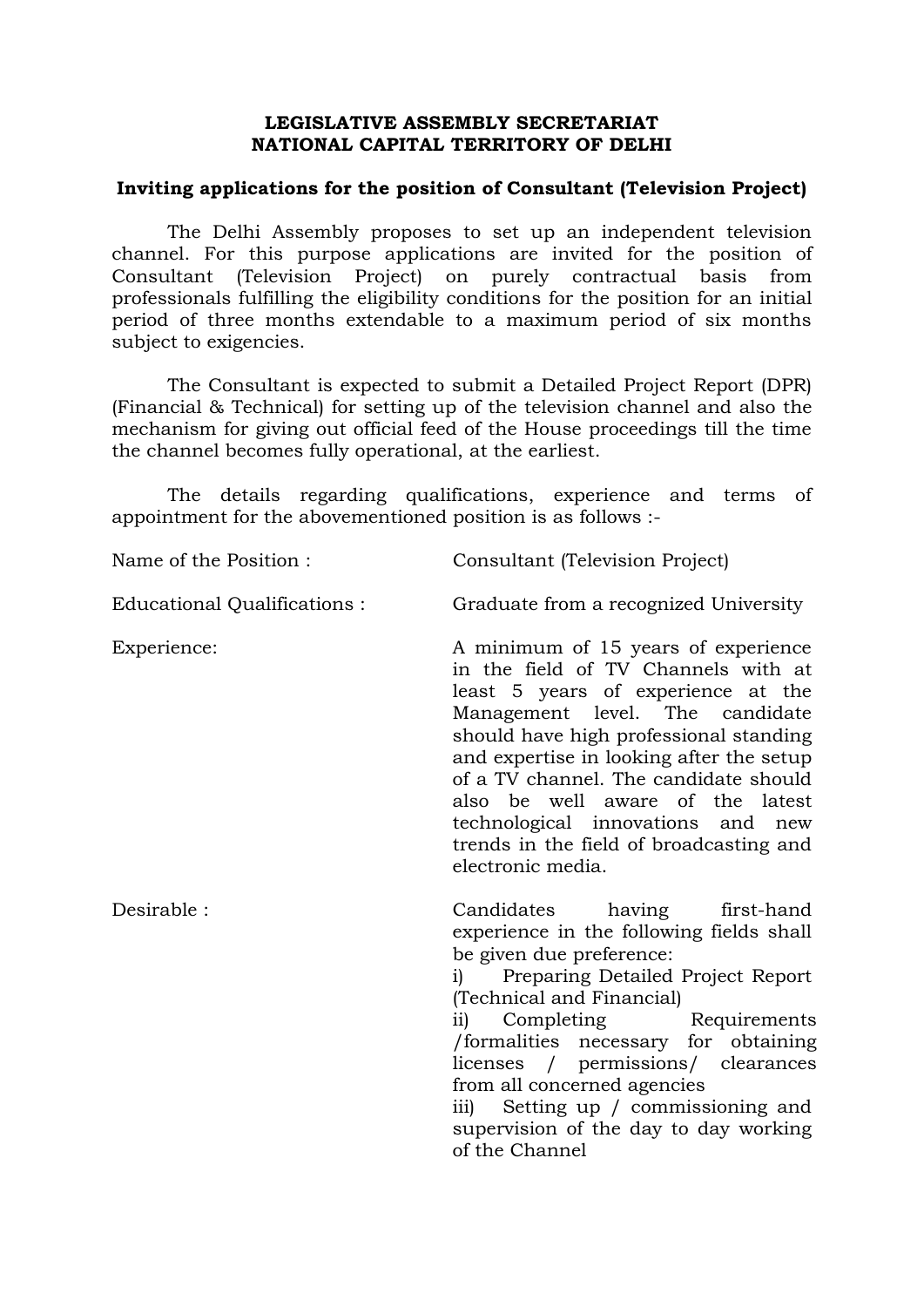**LEGISLATIVE ASSEMBLY SECRETARIAT**
**NATIONAL CAPITAL TERRITORY OF DELHI**

**Inviting applications for the position of Consultant (Television Project)**

The Delhi Assembly proposes to set up an independent television channel. For this purpose applications are invited for the position of Consultant (Television Project) on purely contractual basis from professionals fulfilling the eligibility conditions for the position for an initial period of three months extendable to a maximum period of six months subject to exigencies.

The Consultant is expected to submit a Detailed Project Report (DPR) (Financial & Technical) for setting up of the television channel and also the mechanism for giving out official feed of the House proceedings till the time the channel becomes fully operational, at the earliest.

The details regarding qualifications, experience and terms of appointment for the abovementioned position is as follows :-

| | |
|---|---|
| Name of the Position : | Consultant (Television Project) |
| Educational Qualifications : | Graduate from a recognized University |
| Experience: | A minimum of 15 years of experience in the field of TV Channels with at least 5 years of experience at the Management level. The candidate should have high professional standing and expertise in looking after the setup of a TV channel. The candidate should also be well aware of the latest technological innovations and new trends in the field of broadcasting and electronic media. |
| Desirable : | Candidates having first-hand experience in the following fields shall be given due preference:<br>i) Preparing Detailed Project Report (Technical and Financial)<br>ii) Completing Requirements /formalities necessary for obtaining licenses / permissions/ clearances from all concerned agencies<br>iii) Setting up / commissioning and supervision of the day to day working of the Channel |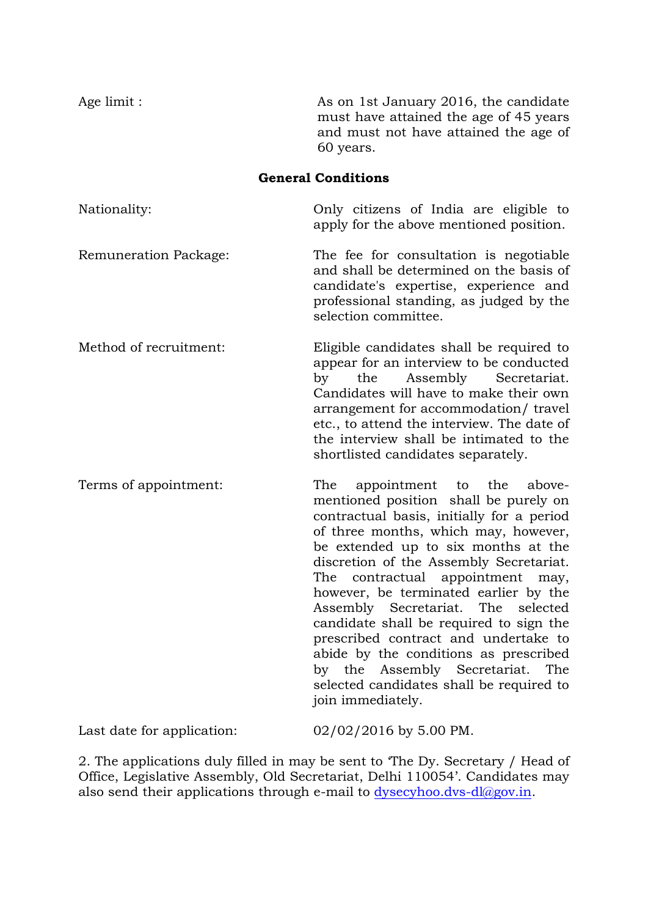| | |
|---|---|
| Age limit : | As on 1st January 2016, the candidate must have attained the age of 45 years and must not have attained the age of 60 years. |

**General Conditions**

| | |
|---|---|
| Nationality: | Only citizens of India are eligible to apply for the above mentioned position. |
| Remuneration Package: | The fee for consultation is negotiable and shall be determined on the basis of candidate's expertise, experience and professional standing, as judged by the selection committee. |
| Method of recruitment: | Eligible candidates shall be required to appear for an interview to be conducted by the Assembly Secretariat. Candidates will have to make their own arrangement for accommodation/ travel etc., to attend the interview. The date of the interview shall be intimated to the shortlisted candidates separately. |
| Terms of appointment: | The appointment to the above-mentioned position shall be purely on contractual basis, initially for a period of three months, which may, however, be extended up to six months at the discretion of the Assembly Secretariat. The contractual appointment may, however, be terminated earlier by the Assembly Secretariat. The selected candidate shall be required to sign the prescribed contract and undertake to abide by the conditions as prescribed by the Assembly Secretariat. The selected candidates shall be required to join immediately. |
| Last date for application: | 02/02/2016 by 5.00 PM. |

2. The applications duly filled in may be sent to 'The Dy. Secretary / Head of Office, Legislative Assembly, Old Secretariat, Delhi 110054'. Candidates may also send their applications through e-mail to dysecyhoo.dvs-dl@gov.in.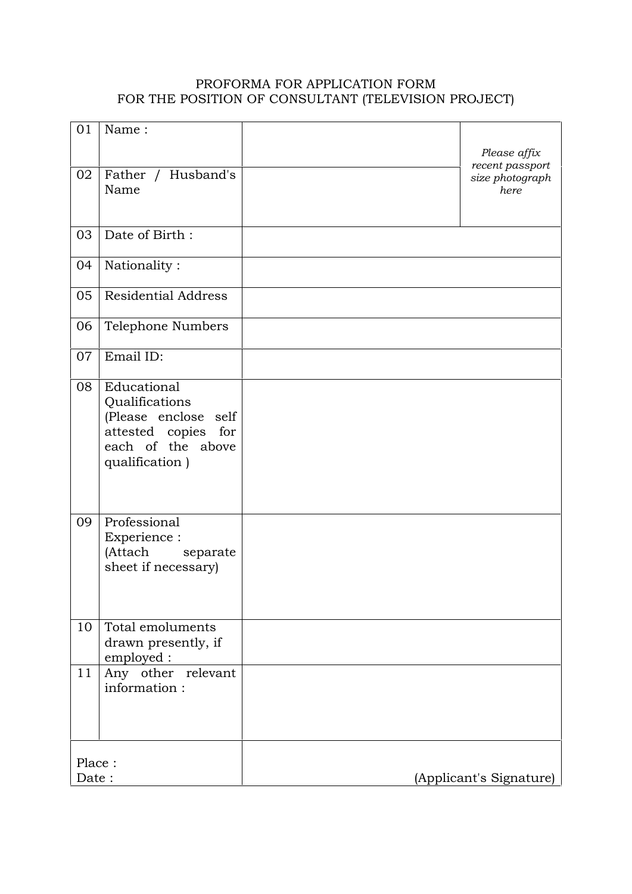PROFORMA FOR APPLICATION FORM
FOR THE POSITION OF CONSULTANT (TELEVISION PROJECT)

| | | | |
|---|---|---|---|
| 01 | Name : | | *Please affix recent passport size photograph here* |
| 02 | Father / Husband's Name | | |
| 03 | Date of Birth : | | |
| 04 | Nationality : | | |
| 05 | Residential Address | | |
| 06 | Telephone Numbers | | |
| 07 | Email ID: | | |
| 08 | Educational Qualifications (Please enclose self attested copies for each of the above qualification ) | | |
| 09 | Professional Experience : (Attach separate sheet if necessary) | | |
| 10 | Total emoluments drawn presently, if employed : | | |
| 11 | Any other relevant information : | | |
| Place : Date : | | (Applicant's Signature) | |